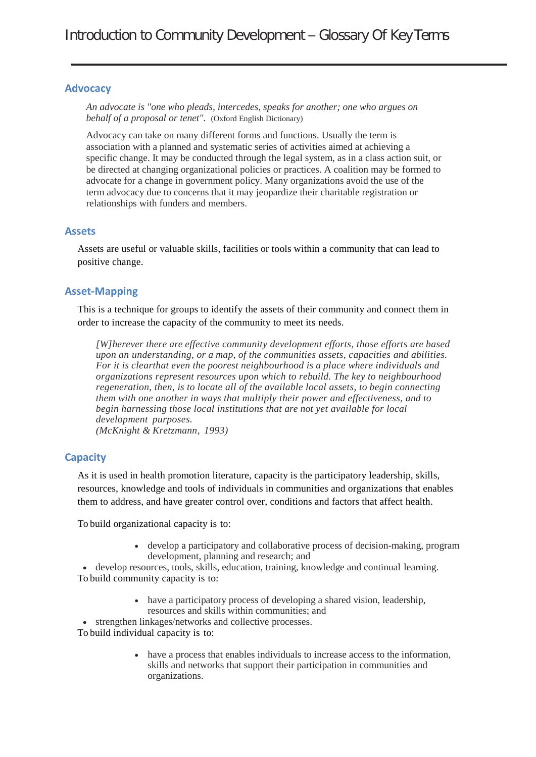# Introduction to Community Development – Glossary Of Key Terms

## Advocacy

*An advocate is "one who pleads, intercedes, speaks for another; one who argues on behalf of a proposal or tenet".* (Oxford English Dictionary)

Advocacy can take on many different forms and functions. Usually the term is association with a planned and systematic series of activities aimed at achieving a specific change. It may be conducted through the legal system, as in a class action suit, or be directed at changing organizational policies or practices. A coalition may be formed to advocate for a change in government policy. Many organizations avoid the use of the term advocacy due to concerns that it may jeopardize their charitable registration or relationships with funders and members.

## Assets

Assets are useful or valuable skills, facilities or tools within a community that can lead to positive change.

## Asset-Mapping

This is a technique for groups to identify the assets of their community and connect them in order to increase the capacity of the community to meet its needs.

> *[W]herever there are effective community development efforts, those efforts are based upon an understanding, or a map, of the communities assets, capacities and abilities. For it is clearthat even the poorest neighbourhood is a place where individuals and organizations represent resources upon which to rebuild. The key to neighbourhood regeneration, then, is to locate all of the available local assets, to begin connecting them with one another in ways that multiply their power and effectiveness, and to begin harnessing those local institutions that are not yet available for local development purposes.*
> *(McKnight & Kretzmann, 1993)*

## Capacity

As it is used in health promotion literature, capacity is the participatory leadership, skills, resources, knowledge and tools of individuals in communities and organizations that enables them to address, and have greater control over, conditions and factors that affect health.

To build organizational capacity is to:

- develop a participatory and collaborative process of decision-making, program development, planning and research; and
- develop resources, tools, skills, education, training, knowledge and continual learning.

To build community capacity is to:

- have a participatory process of developing a shared vision, leadership, resources and skills within communities; and
- strengthen linkages/networks and collective processes.

To build individual capacity is to:

- have a process that enables individuals to increase access to the information, skills and networks that support their participation in communities and organizations.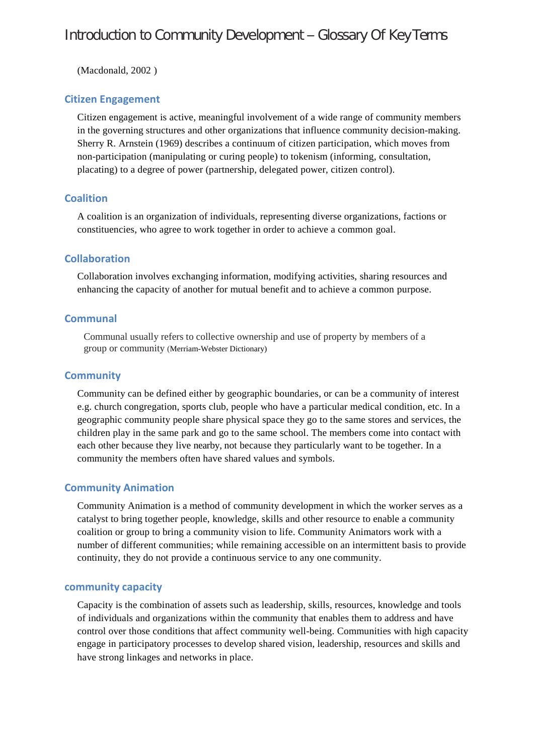(Macdonald, 2002 )

### Citizen Engagement

Citizen engagement is active, meaningful involvement of a wide range of community members in the governing structures and other organizations that influence community decision-making. Sherry R. Arnstein (1969) describes a continuum of citizen participation, which moves from non-participation (manipulating or curing people) to tokenism (informing, consultation, placating) to a degree of power (partnership, delegated power, citizen control).

### Coalition

A coalition is an organization of individuals, representing diverse organizations, factions or constituencies, who agree to work together in order to achieve a common goal.

### Collaboration

Collaboration involves exchanging information, modifying activities, sharing resources and enhancing the capacity of another for mutual benefit and to achieve a common purpose.

### Communal

Communal usually refers to collective ownership and use of property by members of a group or community (Merriam-Webster Dictionary)

### Community

Community can be defined either by geographic boundaries, or can be a community of interest e.g. church congregation, sports club, people who have a particular medical condition, etc. In a geographic community people share physical space they go to the same stores and services, the children play in the same park and go to the same school. The members come into contact with each other because they live nearby, not because they particularly want to be together. In a community the members often have shared values and symbols.

### Community Animation

Community Animation is a method of community development in which the worker serves as a catalyst to bring together people, knowledge, skills and other resource to enable a community coalition or group to bring a community vision to life. Community Animators work with a number of different communities; while remaining accessible on an intermittent basis to provide continuity, they do not provide a continuous service to any one community.

### community capacity

Capacity is the combination of assets such as leadership, skills, resources, knowledge and tools of individuals and organizations within the community that enables them to address and have control over those conditions that affect community well-being. Communities with high capacity engage in participatory processes to develop shared vision, leadership, resources and skills and have strong linkages and networks in place.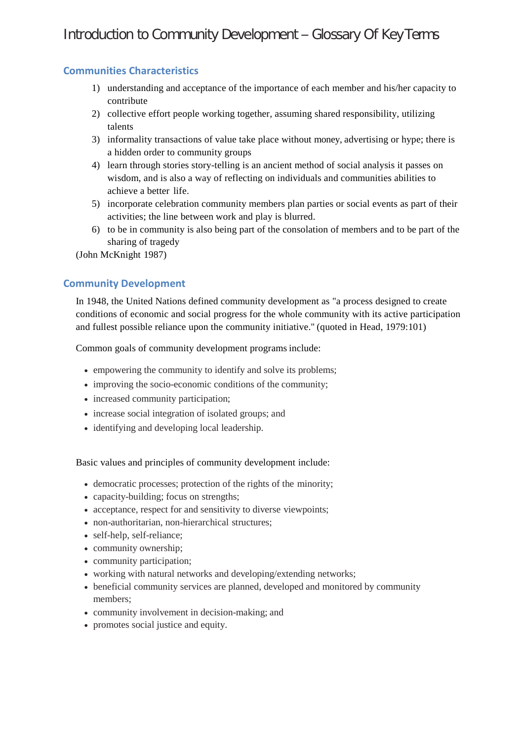# Introduction to Community Development – Glossary Of Key Terms

## Communities Characteristics

1) understanding and acceptance of the importance of each member and his/her capacity to contribute
2) collective effort people working together, assuming shared responsibility, utilizing talents
3) informality transactions of value take place without money, advertising or hype; there is a hidden order to community groups
4) learn through stories story-telling is an ancient method of social analysis it passes on wisdom, and is also a way of reflecting on individuals and communities abilities to achieve a better life.
5) incorporate celebration community members plan parties or social events as part of their activities; the line between work and play is blurred.
6) to be in community is also being part of the consolation of members and to be part of the sharing of tragedy

(John McKnight 1987)

## Community Development

In 1948, the United Nations defined community development as "a process designed to create conditions of economic and social progress for the whole community with its active participation and fullest possible reliance upon the community initiative." (quoted in Head, 1979:101)

Common goals of community development programs include:

- empowering the community to identify and solve its problems;
- improving the socio-economic conditions of the community;
- increased community participation;
- increase social integration of isolated groups; and
- identifying and developing local leadership.

Basic values and principles of community development include:

- democratic processes; protection of the rights of the minority;
- capacity-building; focus on strengths;
- acceptance, respect for and sensitivity to diverse viewpoints;
- non-authoritarian, non-hierarchical structures;
- self-help, self-reliance;
- community ownership;
- community participation;
- working with natural networks and developing/extending networks;
- beneficial community services are planned, developed and monitored by community members;
- community involvement in decision-making; and
- promotes social justice and equity.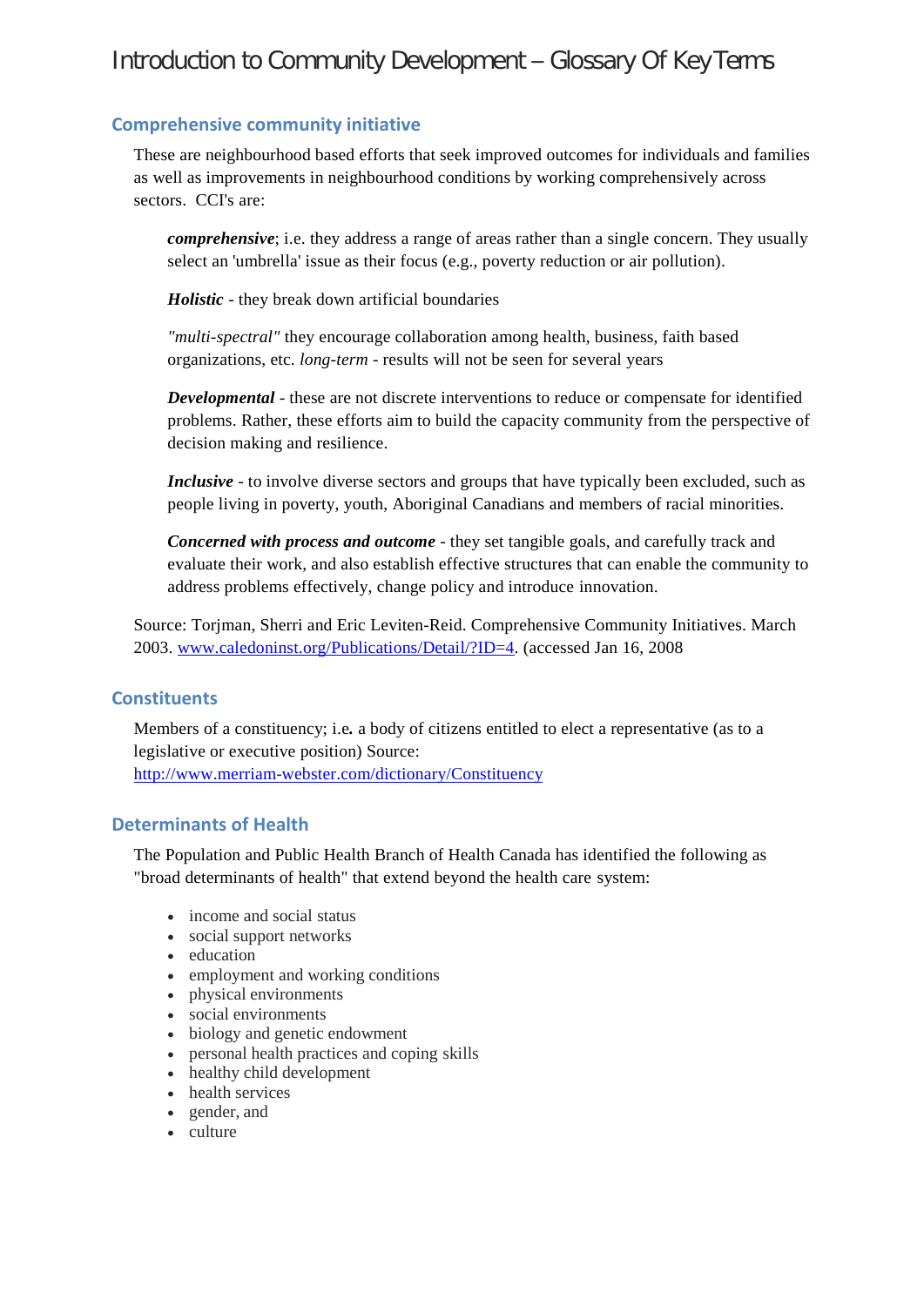# Introduction to Community Development – Glossary Of Key Terms

## Comprehensive community initiative

These are neighbourhood based efforts that seek improved outcomes for individuals and families as well as improvements in neighbourhood conditions by working comprehensively across sectors. CCI's are:

> ***comprehensive***; i.e. they address a range of areas rather than a single concern. They usually select an 'umbrella' issue as their focus (e.g., poverty reduction or air pollution).
>
> ***Holistic*** - they break down artificial boundaries
>
> *"multi-spectral"* they encourage collaboration among health, business, faith based organizations, etc. *long-term* - results will not be seen for several years
>
> ***Developmental*** - these are not discrete interventions to reduce or compensate for identified problems. Rather, these efforts aim to build the capacity community from the perspective of decision making and resilience.
>
> ***Inclusive*** - to involve diverse sectors and groups that have typically been excluded, such as people living in poverty, youth, Aboriginal Canadians and members of racial minorities.
>
> ***Concerned with process and outcome*** - they set tangible goals, and carefully track and evaluate their work, and also establish effective structures that can enable the community to address problems effectively, change policy and introduce innovation.

Source: Torjman, Sherri and Eric Leviten-Reid. Comprehensive Community Initiatives. March 2003. [www.caledoninst.org/Publications/Detail/?ID=4](http://www.caledoninst.org/Publications/Detail/?ID=4). (accessed Jan 16, 2008

## Constituents

Members of a constituency; i.e**.** a body of citizens entitled to elect a representative (as to a legislative or executive position) Source: [http://www.merriam-webster.com/dictionary/Constituency](http://www.merriam-webster.com/dictionary/Constituency)

## Determinants of Health

The Population and Public Health Branch of Health Canada has identified the following as "broad determinants of health" that extend beyond the health care system:

- income and social status
- social support networks
- education
- employment and working conditions
- physical environments
- social environments
- biology and genetic endowment
- personal health practices and coping skills
- healthy child development
- health services
- gender, and
- culture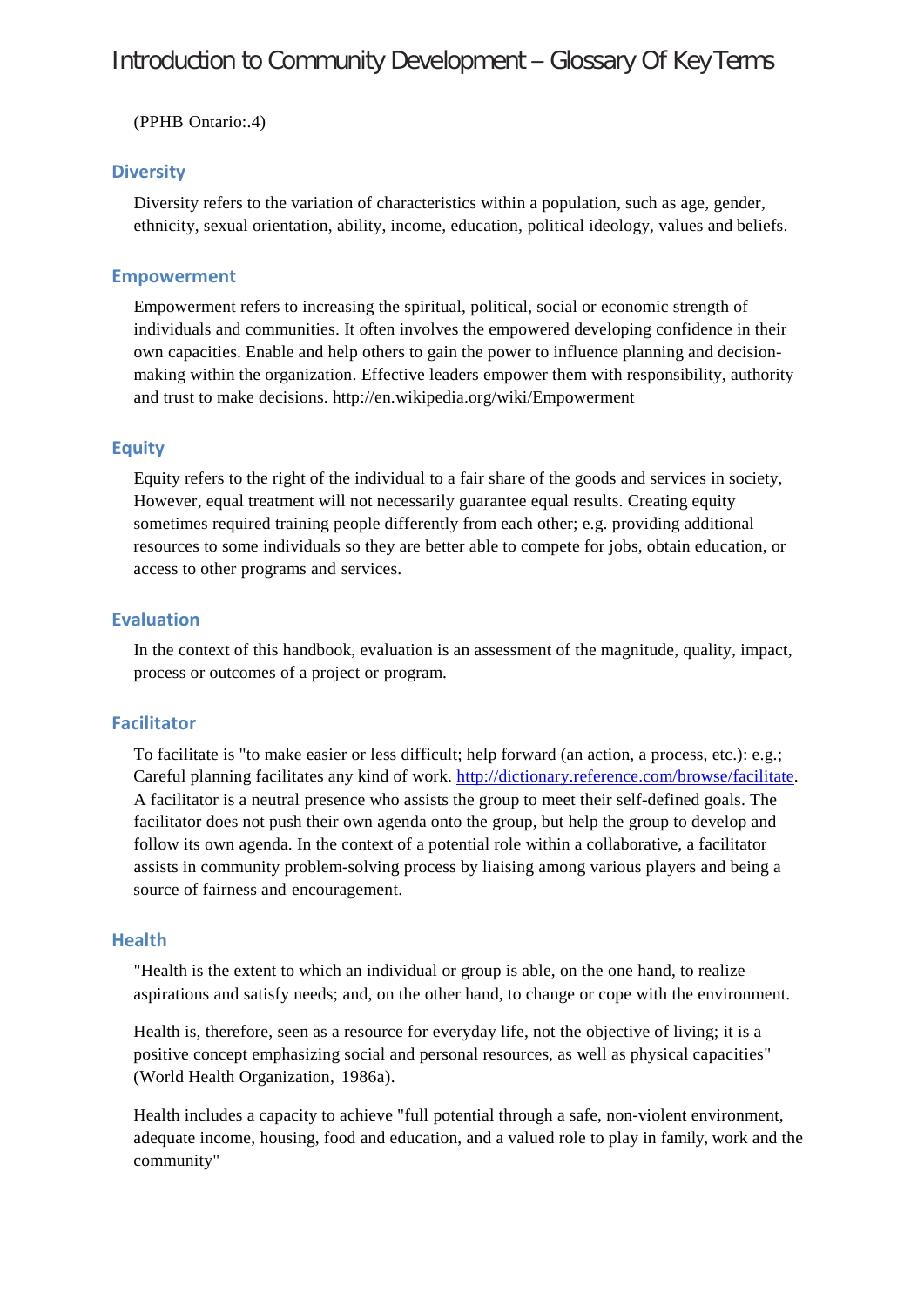(PPHB Ontario:.4)

## Diversity

Diversity refers to the variation of characteristics within a population, such as age, gender, ethnicity, sexual orientation, ability, income, education, political ideology, values and beliefs.

## Empowerment

Empowerment refers to increasing the spiritual, political, social or economic strength of individuals and communities. It often involves the empowered developing confidence in their own capacities. Enable and help others to gain the power to influence planning and decision-making within the organization. Effective leaders empower them with responsibility, authority and trust to make decisions. http://en.wikipedia.org/wiki/Empowerment

## Equity

Equity refers to the right of the individual to a fair share of the goods and services in society, However, equal treatment will not necessarily guarantee equal results. Creating equity sometimes required training people differently from each other; e.g. providing additional resources to some individuals so they are better able to compete for jobs, obtain education, or access to other programs and services.

## Evaluation

In the context of this handbook, evaluation is an assessment of the magnitude, quality, impact, process or outcomes of a project or program.

## Facilitator

To facilitate is "to make easier or less difficult; help forward (an action, a process, etc.): e.g.; Careful planning facilitates any kind of work. [http://dictionary.reference.com/browse/facilitate](http://dictionary.reference.com/browse/facilitate). A facilitator is a neutral presence who assists the group to meet their self-defined goals. The facilitator does not push their own agenda onto the group, but help the group to develop and follow its own agenda. In the context of a potential role within a collaborative, a facilitator assists in community problem-solving process by liaising among various players and being a source of fairness and encouragement.

## Health

"Health is the extent to which an individual or group is able, on the one hand, to realize aspirations and satisfy needs; and, on the other hand, to change or cope with the environment.

Health is, therefore, seen as a resource for everyday life, not the objective of living; it is a positive concept emphasizing social and personal resources, as well as physical capacities" (World Health Organization, 1986a).

Health includes a capacity to achieve "full potential through a safe, non-violent environment, adequate income, housing, food and education, and a valued role to play in family, work and the community"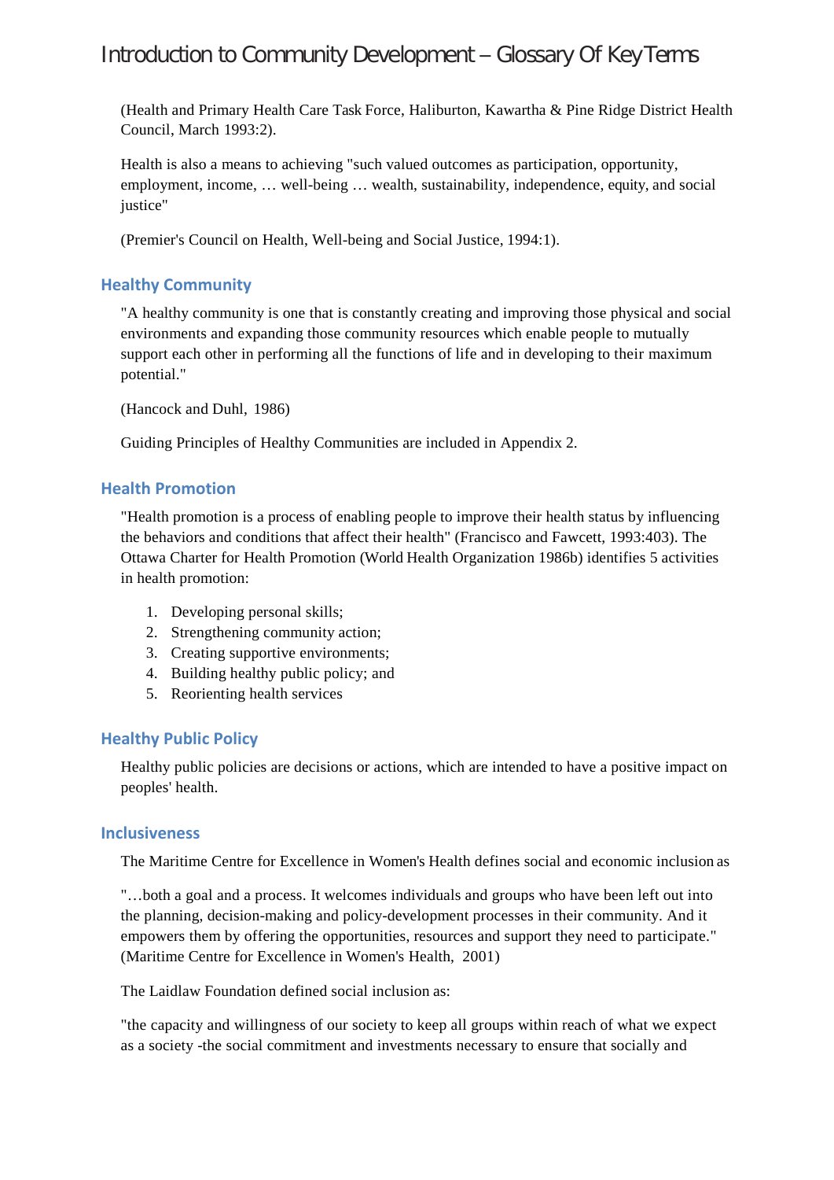(Health and Primary Health Care Task Force, Haliburton, Kawartha & Pine Ridge District Health Council, March 1993:2).

Health is also a means to achieving "such valued outcomes as participation, opportunity, employment, income, … well-being … wealth, sustainability, independence, equity, and social justice"

(Premier's Council on Health, Well-being and Social Justice, 1994:1).

## Healthy Community

"A healthy community is one that is constantly creating and improving those physical and social environments and expanding those community resources which enable people to mutually support each other in performing all the functions of life and in developing to their maximum potential."

(Hancock and Duhl, 1986)

Guiding Principles of Healthy Communities are included in Appendix 2.

## Health Promotion

"Health promotion is a process of enabling people to improve their health status by influencing the behaviors and conditions that affect their health" (Francisco and Fawcett, 1993:403). The Ottawa Charter for Health Promotion (World Health Organization 1986b) identifies 5 activities in health promotion:

1. Developing personal skills;
2. Strengthening community action;
3. Creating supportive environments;
4. Building healthy public policy; and
5. Reorienting health services

## Healthy Public Policy

Healthy public policies are decisions or actions, which are intended to have a positive impact on peoples' health.

## Inclusiveness

The Maritime Centre for Excellence in Women's Health defines social and economic inclusion as

"…both a goal and a process. It welcomes individuals and groups who have been left out into the planning, decision-making and policy-development processes in their community. And it empowers them by offering the opportunities, resources and support they need to participate." (Maritime Centre for Excellence in Women's Health, 2001)

The Laidlaw Foundation defined social inclusion as:

"the capacity and willingness of our society to keep all groups within reach of what we expect as a society -the social commitment and investments necessary to ensure that socially and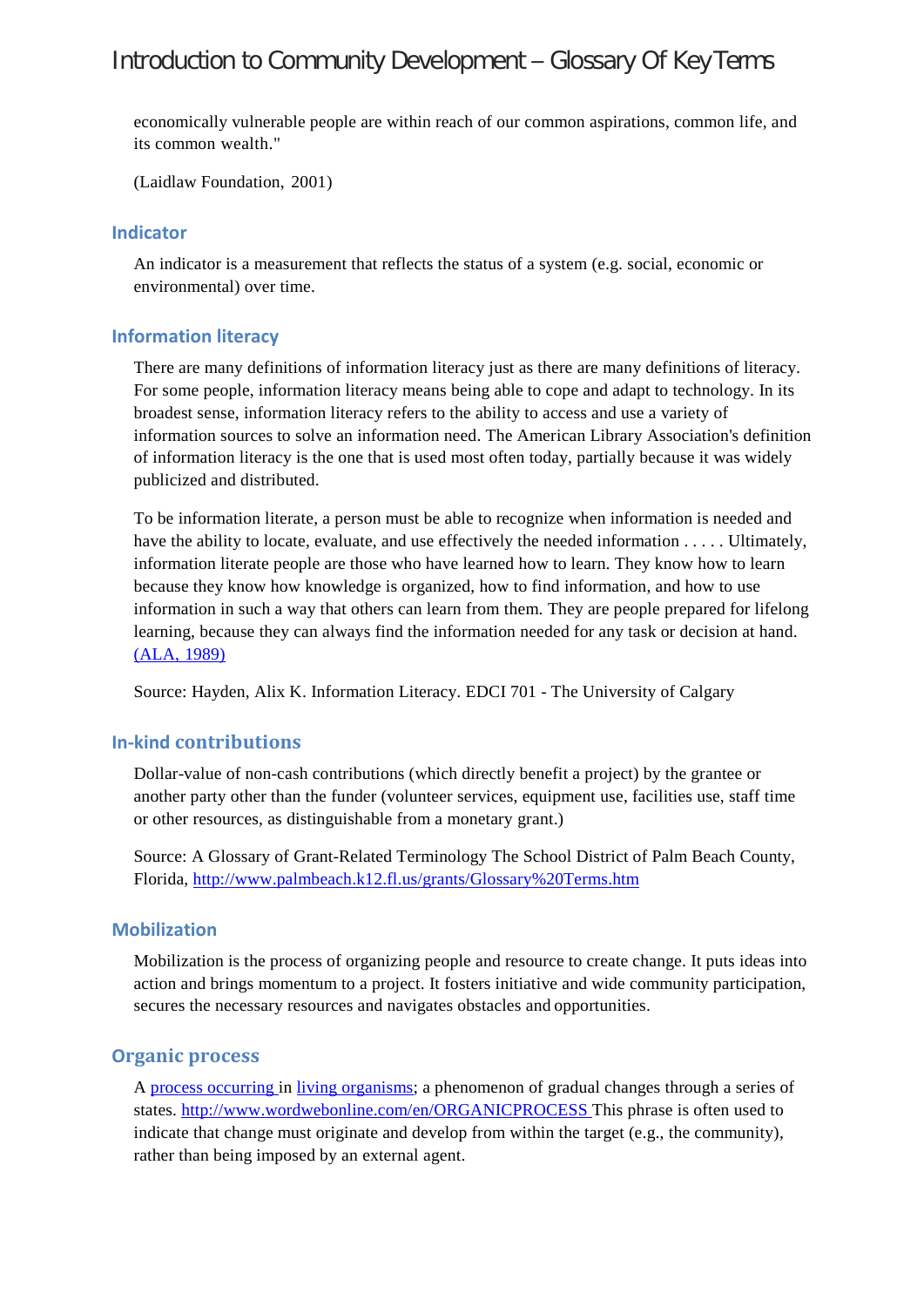economically vulnerable people are within reach of our common aspirations, common life, and its common wealth."

(Laidlaw Foundation, 2001)

## Indicator

An indicator is a measurement that reflects the status of a system (e.g. social, economic or environmental) over time.

## Information literacy

There are many definitions of information literacy just as there are many definitions of literacy. For some people, information literacy means being able to cope and adapt to technology. In its broadest sense, information literacy refers to the ability to access and use a variety of information sources to solve an information need. The American Library Association's definition of information literacy is the one that is used most often today, partially because it was widely publicized and distributed.

To be information literate, a person must be able to recognize when information is needed and have the ability to locate, evaluate, and use effectively the needed information . . . . . Ultimately, information literate people are those who have learned how to learn. They know how to learn because they know how knowledge is organized, how to find information, and how to use information in such a way that others can learn from them. They are people prepared for lifelong learning, because they can always find the information needed for any task or decision at hand. (ALA, 1989)

Source: Hayden, Alix K. Information Literacy. EDCI 701 - The University of Calgary

## In-kind contributions

Dollar-value of non-cash contributions (which directly benefit a project) by the grantee or another party other than the funder (volunteer services, equipment use, facilities use, staff time or other resources, as distinguishable from a monetary grant.)

Source: A Glossary of Grant-Related Terminology The School District of Palm Beach County, Florida, http://www.palmbeach.k12.fl.us/grants/Glossary%20Terms.htm

## Mobilization

Mobilization is the process of organizing people and resource to create change. It puts ideas into action and brings momentum to a project. It fosters initiative and wide community participation, secures the necessary resources and navigates obstacles and opportunities.

## Organic process

A process occurring in living organisms; a phenomenon of gradual changes through a series of states. http://www.wordwebonline.com/en/ORGANICPROCESS This phrase is often used to indicate that change must originate and develop from within the target (e.g., the community), rather than being imposed by an external agent.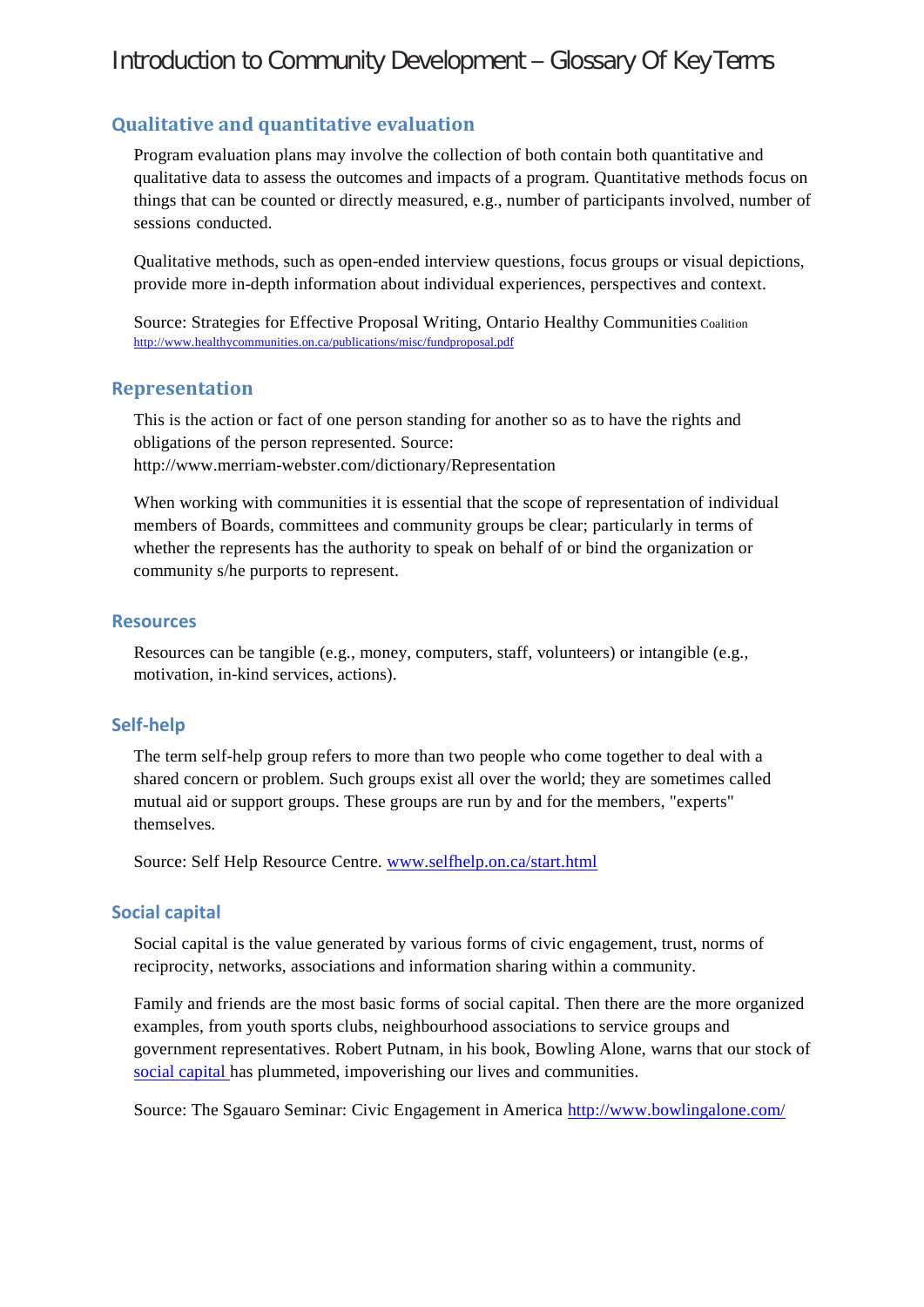## Qualitative and quantitative evaluation

Program evaluation plans may involve the collection of both contain both quantitative and qualitative data to assess the outcomes and impacts of a program. Quantitative methods focus on things that can be counted or directly measured, e.g., number of participants involved, number of sessions conducted.

Qualitative methods, such as open-ended interview questions, focus groups or visual depictions, provide more in-depth information about individual experiences, perspectives and context.

Source: Strategies for Effective Proposal Writing, Ontario Healthy Communities Coalition http://www.healthycommunities.on.ca/publications/misc/fundproposal.pdf

## Representation

This is the action or fact of one person standing for another so as to have the rights and obligations of the person represented. Source: http://www.merriam-webster.com/dictionary/Representation

When working with communities it is essential that the scope of representation of individual members of Boards, committees and community groups be clear; particularly in terms of whether the represents has the authority to speak on behalf of or bind the organization or community s/he purports to represent.

## Resources

Resources can be tangible (e.g., money, computers, staff, volunteers) or intangible (e.g., motivation, in-kind services, actions).

## Self-help

The term self-help group refers to more than two people who come together to deal with a shared concern or problem. Such groups exist all over the world; they are sometimes called mutual aid or support groups. These groups are run by and for the members, "experts" themselves.

Source: Self Help Resource Centre. [www.selfhelp.on.ca/start.html](www.selfhelp.on.ca/start.html)

## Social capital

Social capital is the value generated by various forms of civic engagement, trust, norms of reciprocity, networks, associations and information sharing within a community.

Family and friends are the most basic forms of social capital. Then there are the more organized examples, from youth sports clubs, neighbourhood associations to service groups and government representatives. Robert Putnam, in his book, Bowling Alone, warns that our stock of social capital has plummeted, impoverishing our lives and communities.

Source: The Sgauaro Seminar: Civic Engagement in America [http://www.bowlingalone.com/](http://www.bowlingalone.com/)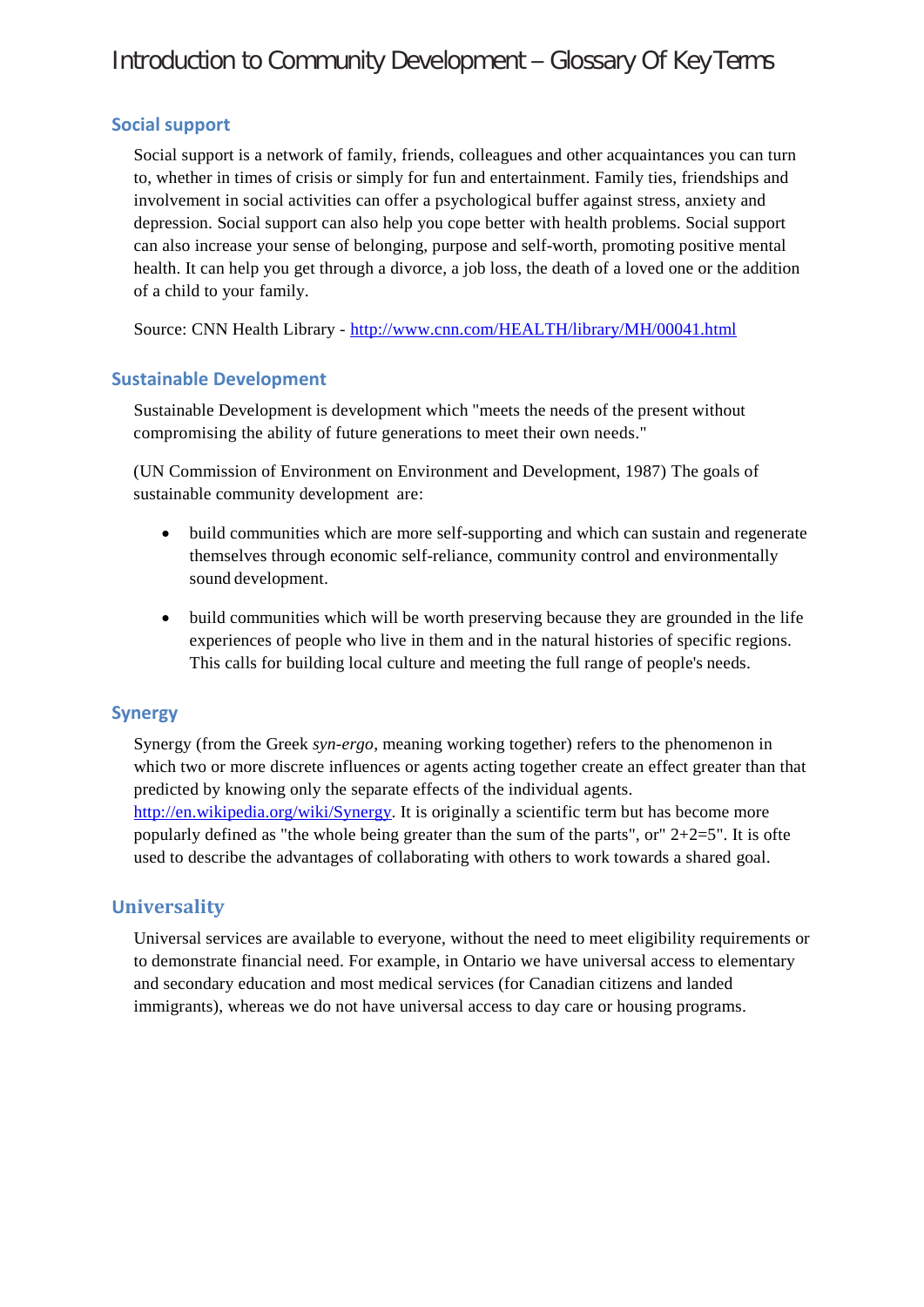# Introduction to Community Development – Glossary Of Key Terms

## Social support

Social support is a network of family, friends, colleagues and other acquaintances you can turn to, whether in times of crisis or simply for fun and entertainment. Family ties, friendships and involvement in social activities can offer a psychological buffer against stress, anxiety and depression. Social support can also help you cope better with health problems. Social support can also increase your sense of belonging, purpose and self-worth, promoting positive mental health. It can help you get through a divorce, a job loss, the death of a loved one or the addition of a child to your family.

Source: CNN Health Library - [http://www.cnn.com/HEALTH/library/MH/00041.html](http://www.cnn.com/HEALTH/library/MH/00041.html)

## Sustainable Development

Sustainable Development is development which "meets the needs of the present without compromising the ability of future generations to meet their own needs."

(UN Commission of Environment on Environment and Development, 1987) The goals of sustainable community development are:

- build communities which are more self-supporting and which can sustain and regenerate themselves through economic self-reliance, community control and environmentally sound development.
- build communities which will be worth preserving because they are grounded in the life experiences of people who live in them and in the natural histories of specific regions. This calls for building local culture and meeting the full range of people's needs.

## Synergy

Synergy (from the Greek *syn-ergo*, meaning working together) refers to the phenomenon in which two or more discrete influences or agents acting together create an effect greater than that predicted by knowing only the separate effects of the individual agents. [http://en.wikipedia.org/wiki/Synergy](http://en.wikipedia.org/wiki/Synergy). It is originally a scientific term but has become more popularly defined as "the whole being greater than the sum of the parts", or" 2+2=5". It is ofte used to describe the advantages of collaborating with others to work towards a shared goal.

## Universality

Universal services are available to everyone, without the need to meet eligibility requirements or to demonstrate financial need. For example, in Ontario we have universal access to elementary and secondary education and most medical services (for Canadian citizens and landed immigrants), whereas we do not have universal access to day care or housing programs.